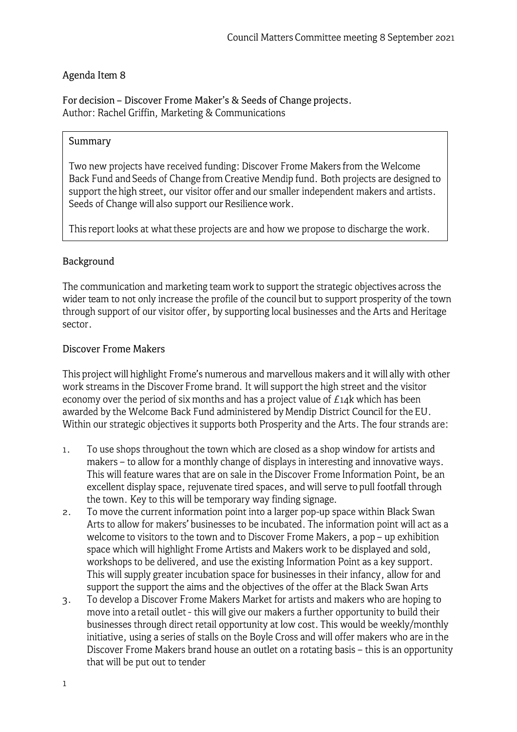Agenda Item 8

For decision – Discover Frome Maker's & Seeds of Change projects.
Author: Rachel Griffin, Marketing & Communications

> Summary
>
> Two new projects have received funding: Discover Frome Makers from the Welcome Back Fund and Seeds of Change from Creative Mendip fund. Both projects are designed to support the high street, our visitor offer and our smaller independent makers and artists. Seeds of Change will also support our Resilience work.
>
> This report looks at what these projects are and how we propose to discharge the work.

## Background

The communication and marketing team work to support the strategic objectives across the wider team to not only increase the profile of the council but to support prosperity of the town through support of our visitor offer, by supporting local businesses and the Arts and Heritage sector.

## Discover Frome Makers

This project will highlight Frome's numerous and marvellous makers and it will ally with other work streams in the Discover Frome brand. It will support the high street and the visitor economy over the period of six months and has a project value of £14k which has been awarded by the Welcome Back Fund administered by Mendip District Council for the EU. Within our strategic objectives it supports both Prosperity and the Arts. The four strands are:

1. To use shops throughout the town which are closed as a shop window for artists and makers – to allow for a monthly change of displays in interesting and innovative ways. This will feature wares that are on sale in the Discover Frome Information Point, be an excellent display space, rejuvenate tired spaces, and will serve to pull footfall through the town. Key to this will be temporary way finding signage.
2. To move the current information point into a larger pop-up space within Black Swan Arts to allow for makers' businesses to be incubated. The information point will act as a welcome to visitors to the town and to Discover Frome Makers, a pop – up exhibition space which will highlight Frome Artists and Makers work to be displayed and sold, workshops to be delivered, and use the existing Information Point as a key support. This will supply greater incubation space for businesses in their infancy, allow for and support the support the aims and the objectives of the offer at the Black Swan Arts
3. To develop a Discover Frome Makers Market for artists and makers who are hoping to move into a retail outlet - this will give our makers a further opportunity to build their businesses through direct retail opportunity at low cost. This would be weekly/monthly initiative, using a series of stalls on the Boyle Cross and will offer makers who are in the Discover Frome Makers brand house an outlet on a rotating basis – this is an opportunity that will be put out to tender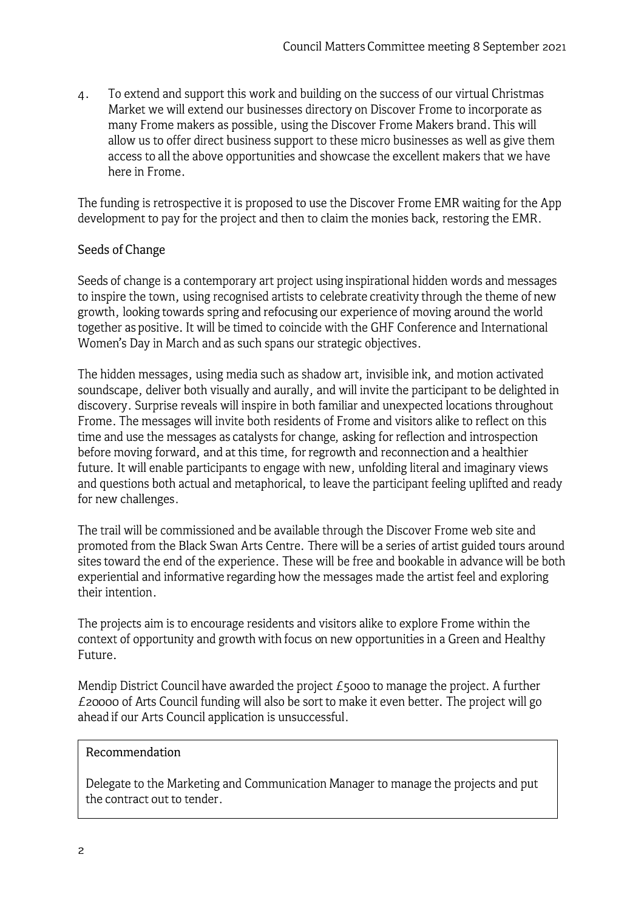4. To extend and support this work and building on the success of our virtual Christmas Market we will extend our businesses directory on Discover Frome to incorporate as many Frome makers as possible, using the Discover Frome Makers brand. This will allow us to offer direct business support to these micro businesses as well as give them access to all the above opportunities and showcase the excellent makers that we have here in Frome.

The funding is retrospective it is proposed to use the Discover Frome EMR waiting for the App development to pay for the project and then to claim the monies back, restoring the EMR.

## Seeds of Change

Seeds of change is a contemporary art project using inspirational hidden words and messages to inspire the town, using recognised artists to celebrate creativity through the theme of new growth, looking towards spring and refocusing our experience of moving around the world together as positive. It will be timed to coincide with the GHF Conference and International Women's Day in March and as such spans our strategic objectives.

The hidden messages, using media such as shadow art, invisible ink, and motion activated soundscape, deliver both visually and aurally, and will invite the participant to be delighted in discovery. Surprise reveals will inspire in both familiar and unexpected locations throughout Frome. The messages will invite both residents of Frome and visitors alike to reflect on this time and use the messages as catalysts for change, asking for reflection and introspection before moving forward, and at this time, for regrowth and reconnection and a healthier future. It will enable participants to engage with new, unfolding literal and imaginary views and questions both actual and metaphorical, to leave the participant feeling uplifted and ready for new challenges.

The trail will be commissioned and be available through the Discover Frome web site and promoted from the Black Swan Arts Centre. There will be a series of artist guided tours around sites toward the end of the experience. These will be free and bookable in advance will be both experiential and informative regarding how the messages made the artist feel and exploring their intention.

The projects aim is to encourage residents and visitors alike to explore Frome within the context of opportunity and growth with focus on new opportunities in a Green and Healthy Future.

Mendip District Council have awarded the project £5000 to manage the project. A further £20000 of Arts Council funding will also be sort to make it even better. The project will go ahead if our Arts Council application is unsuccessful.

**Recommendation**

Delegate to the Marketing and Communication Manager to manage the projects and put the contract out to tender.